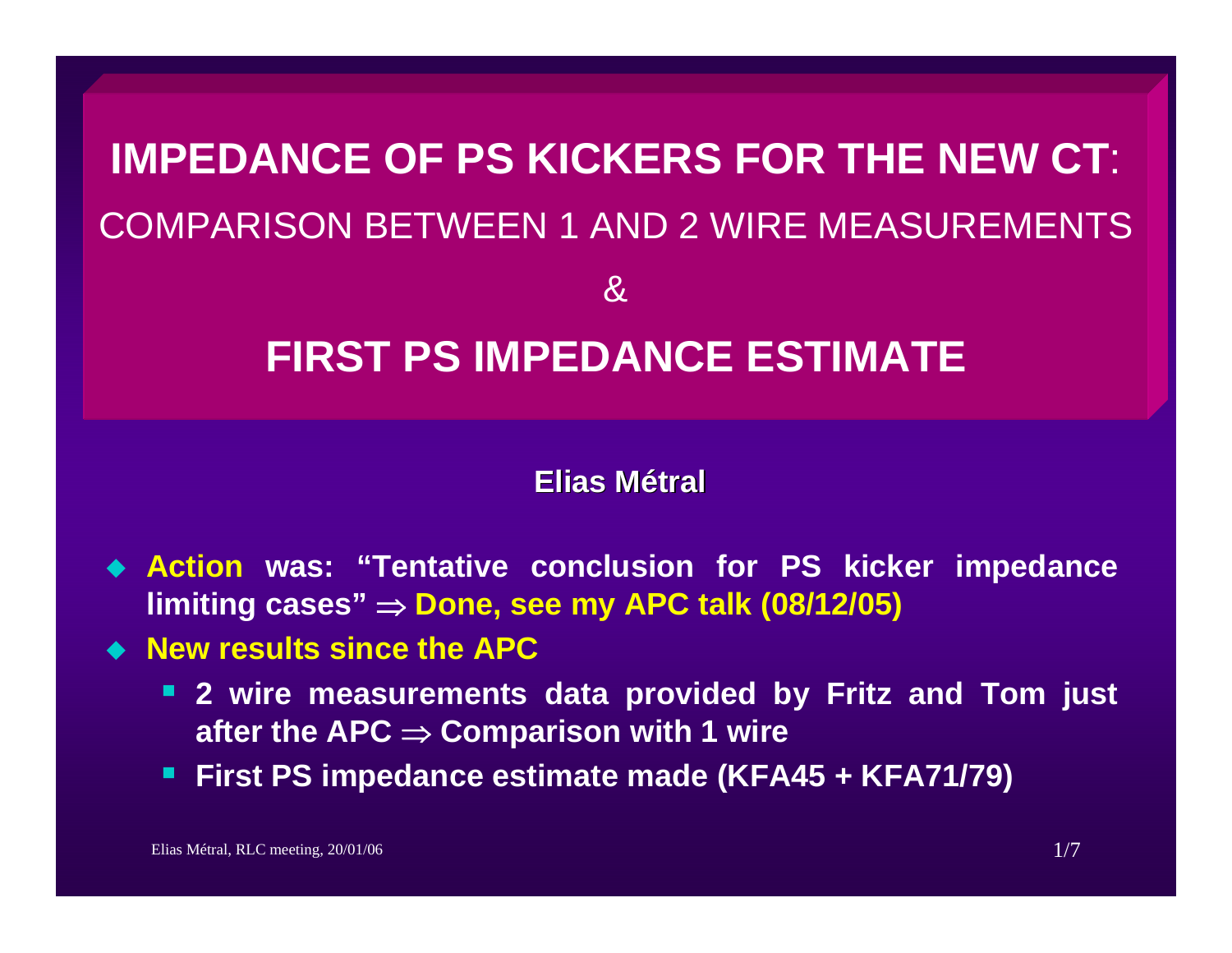# IMPEDANCE OF PS KICKERS FOR THE NEW CT: COMPARISON BETWEEN 1 AND 2 WIRE MEASUREMENTS & FIRST PS IMPEDANCE ESTIMATE

**Elias Métral**

- **Action was: "Tentative conclusion for PS kicker impedance limiting cases" $\Rightarrow$ Done, see my APC talk (08/12/05)**
- **New results since the APC**
  - **2 wire measurements data provided by Fritz and Tom just after the APC $\Rightarrow$ Comparison with 1 wire**
  - **First PS impedance estimate made (KFA45 + KFA71/79)**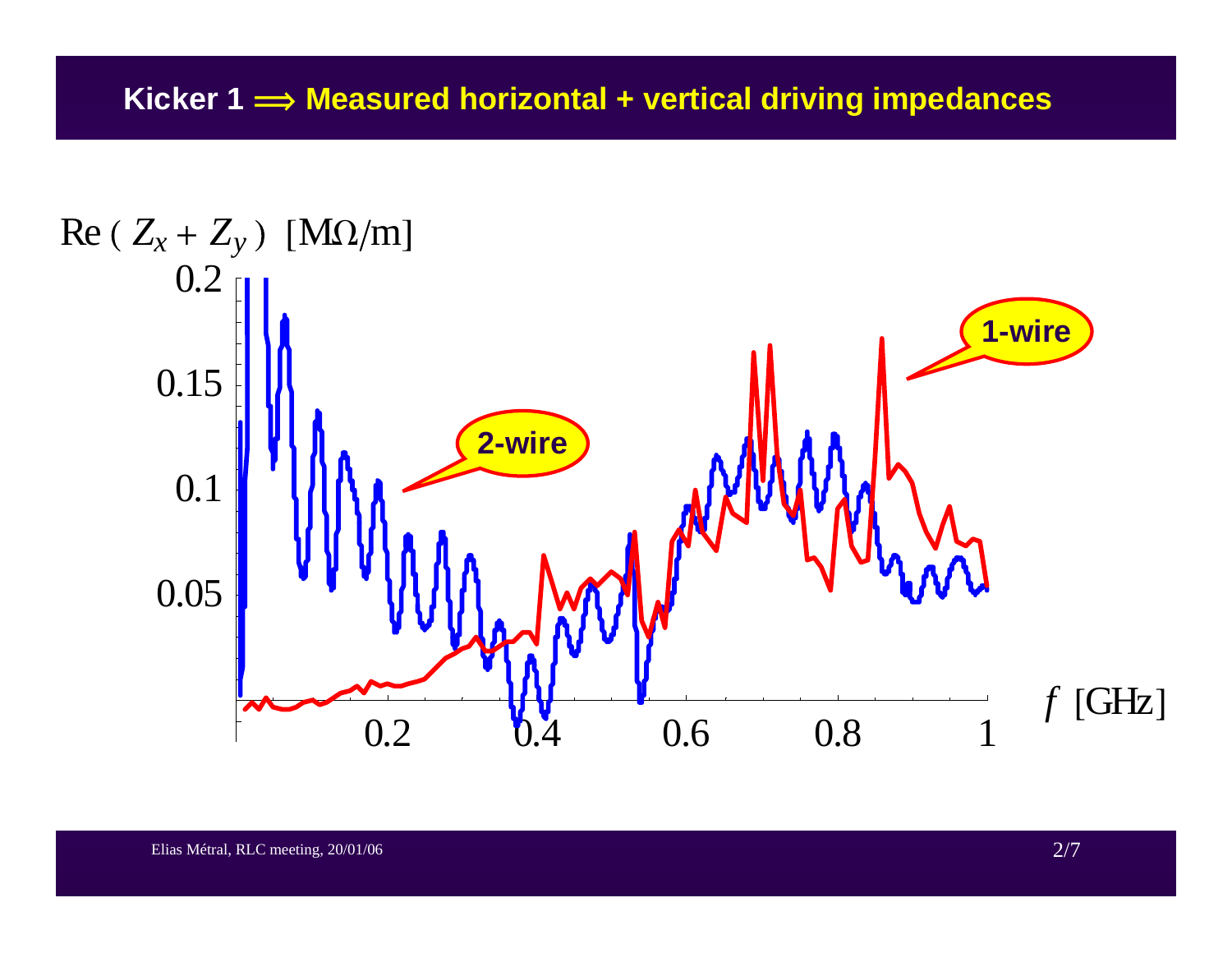# Kicker 1 $\Longrightarrow$ Measured horizontal + vertical driving impedances

$\mathrm{Re}\,(Z_x + Z_y)$ [MΩ/m]

0.2

0.15

0.1

0.05

0.2 0.4 0.6 0.8 1

$f$ [GHz]

2-wire

1-wire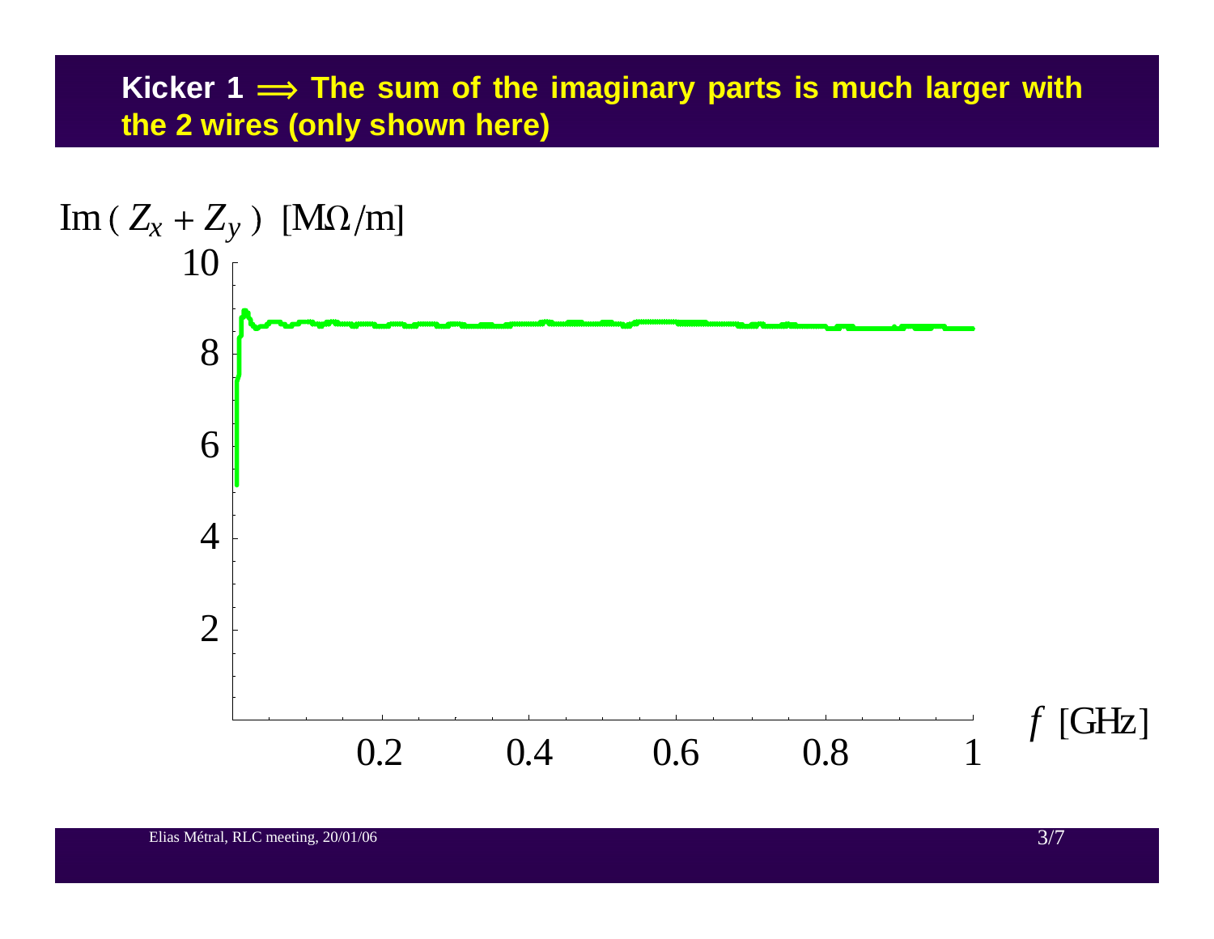**Kicker 1 $\Longrightarrow$ The sum of the imaginary parts is much larger with the 2 wires (only shown here)**

$\mathrm{Im}\,(Z_x + Z_y)$ [MΩ/m]

10

8

6

4

2

0.2 0.4 0.6 0.8 1

$f$ [GHz]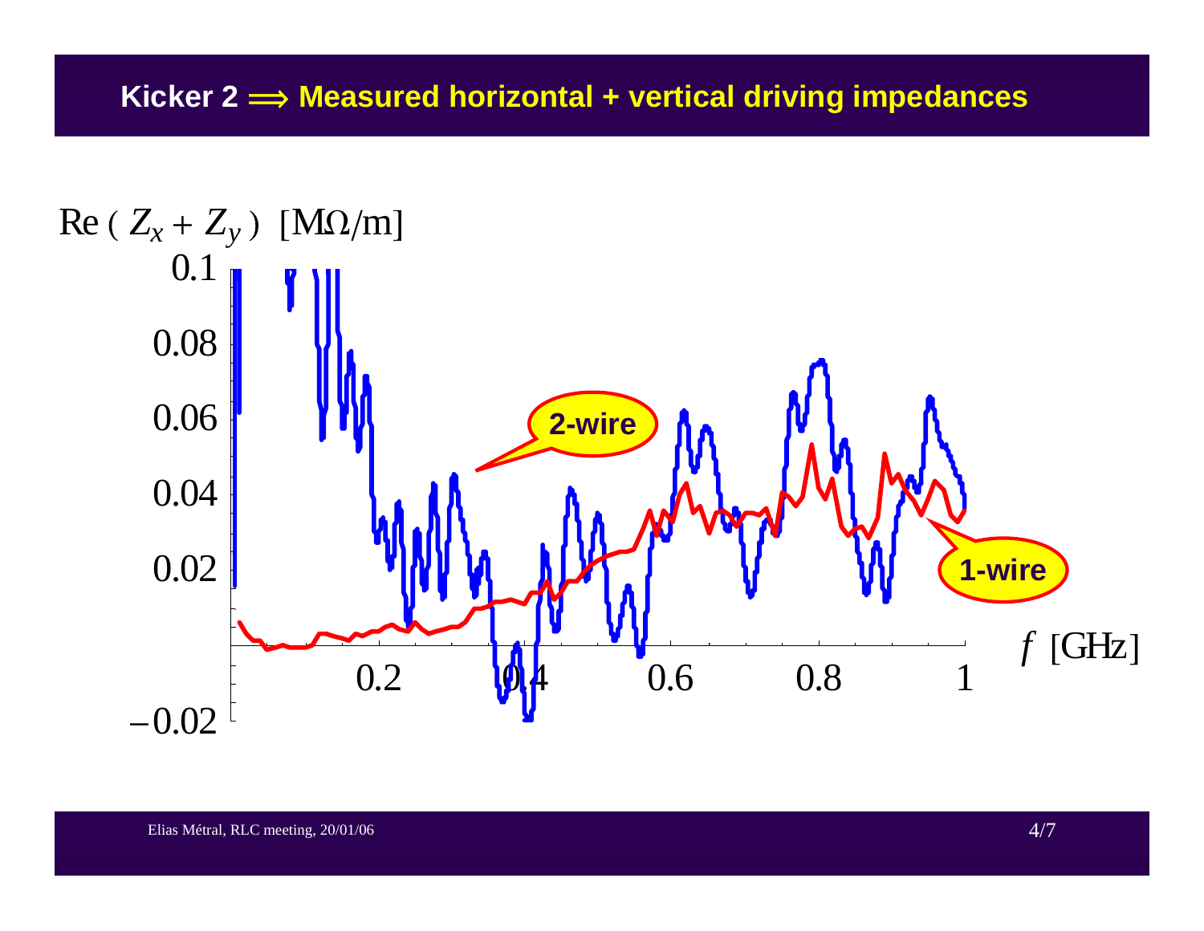# Kicker 2 $\Longrightarrow$ Measured horizontal + vertical driving impedances

$\mathrm{Re}\,(Z_x + Z_y)$ [MΩ/m]

0.1
0.08
0.06
0.04
0.02
−0.02

0.2 0.4 0.6 0.8 1 $f$ [GHz]

2-wire

1-wire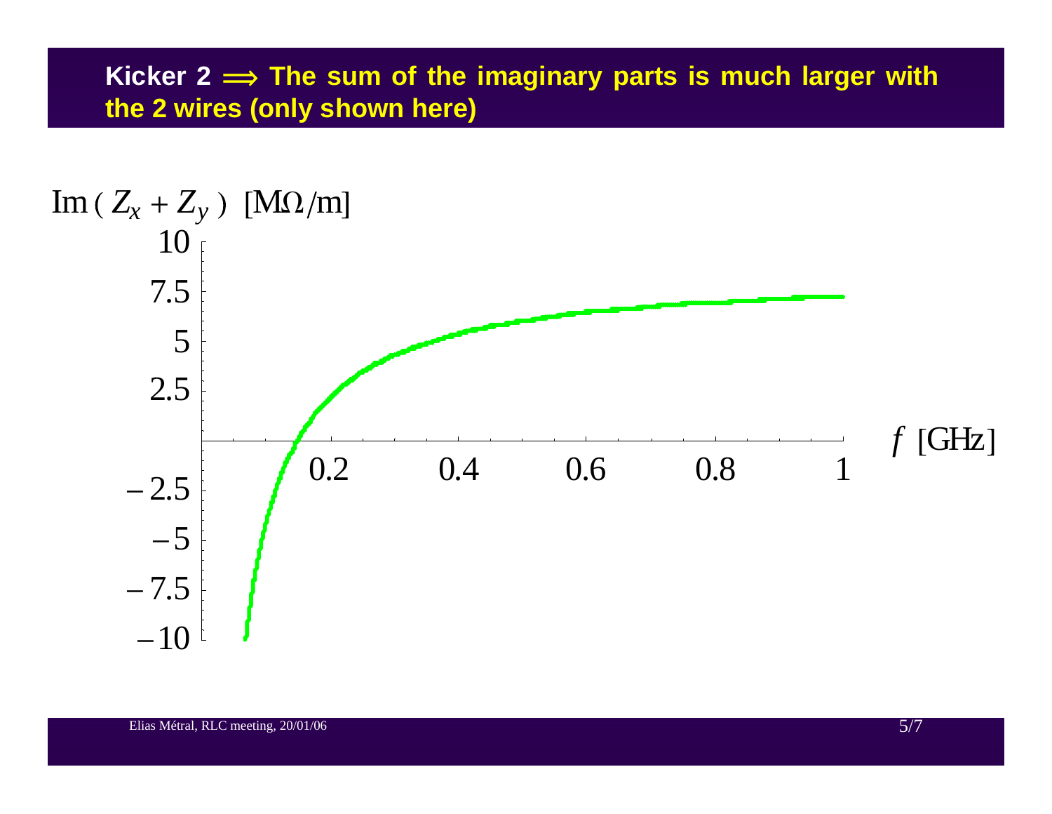## Kicker 2 $\Longrightarrow$ The sum of the imaginary parts is much larger with the 2 wires (only shown here)

$\mathrm{Im}(Z_x + Z_y)$ [MΩ/m]

10
7.5
5
2.5
−2.5
−5
−7.5
−10

0.2 0.4 0.6 0.8 1

$f$ [GHz]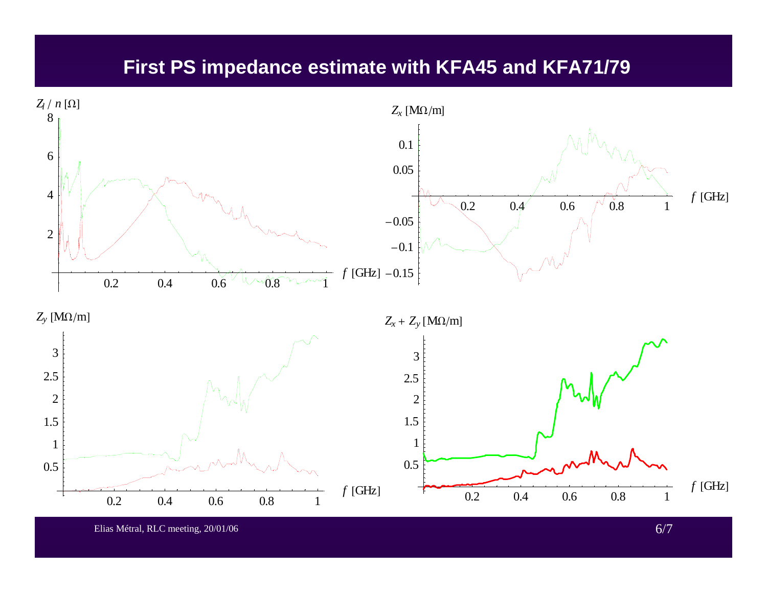# First PS impedance estimate with KFA45 and KFA71/79

$Z_l / n$ [Ω]

$Z_x$ [MΩ/m]

$Z_y$ [MΩ/m]

$Z_x + Z_y$ [MΩ/m]

$f$ [GHz]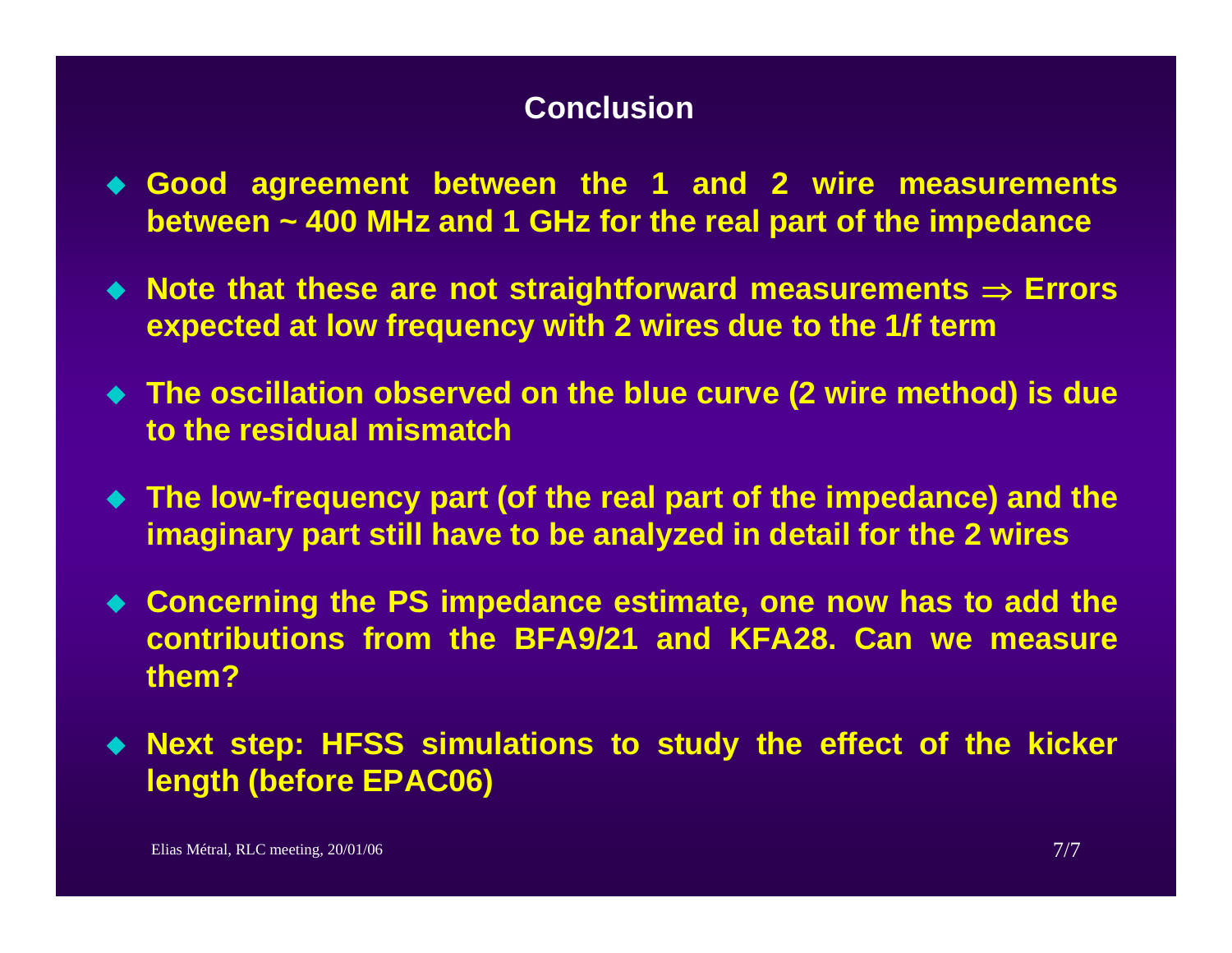# Conclusion

- Good agreement between the 1 and 2 wire measurements between ~ 400 MHz and 1 GHz for the real part of the impedance
- Note that these are not straightforward measurements $\Rightarrow$ Errors expected at low frequency with 2 wires due to the 1/f term
- The oscillation observed on the blue curve (2 wire method) is due to the residual mismatch
- The low-frequency part (of the real part of the impedance) and the imaginary part still have to be analyzed in detail for the 2 wires
- Concerning the PS impedance estimate, one now has to add the contributions from the BFA9/21 and KFA28. Can we measure them?
- Next step: HFSS simulations to study the effect of the kicker length (before EPAC06)